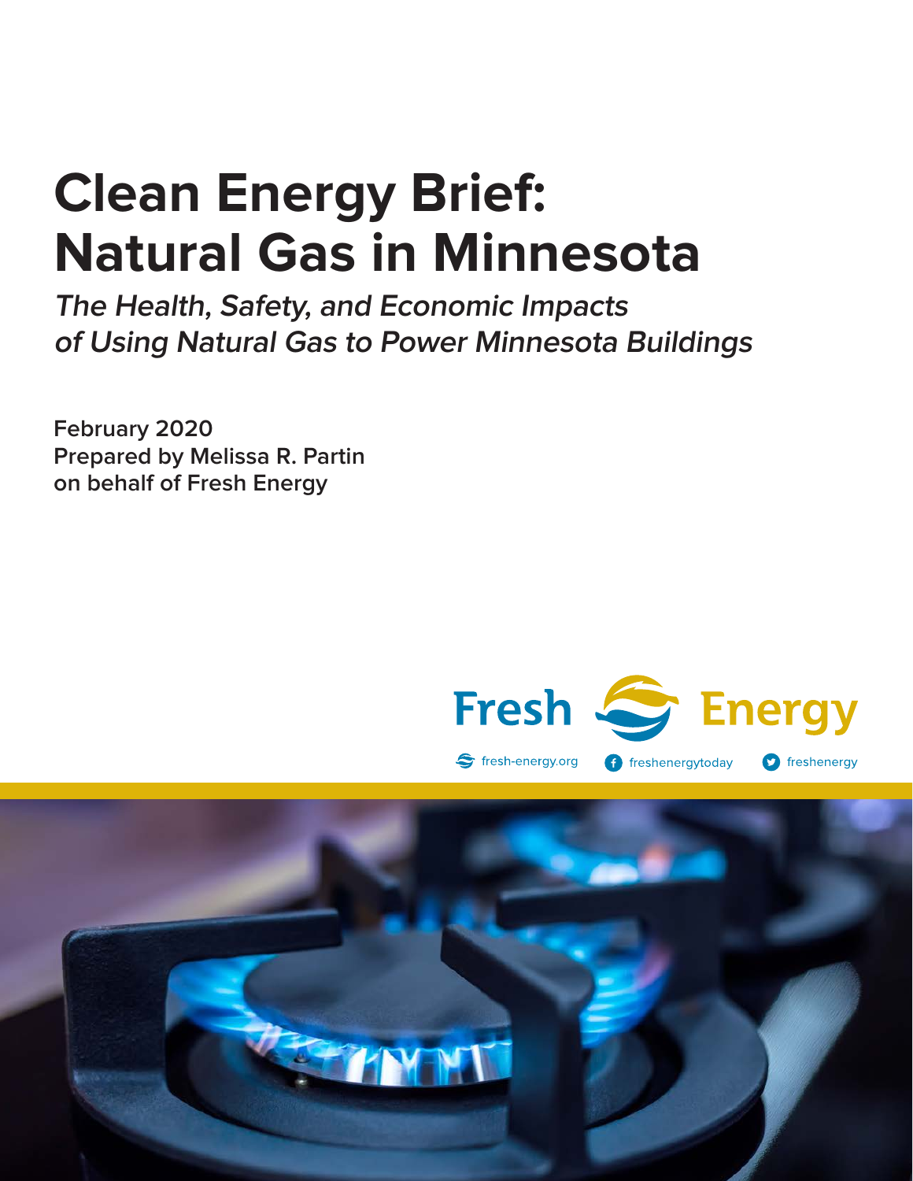# Clean Energy Brief: Natural Gas in Minnesota

***The Health, Safety, and Economic Impacts of Using Natural Gas to Power Minnesota Buildings***

**February 2020**
**Prepared by Melissa R. Partin on behalf of Fresh Energy**

Fresh Energy

fresh-energy.org | freshenergytoday | freshenergy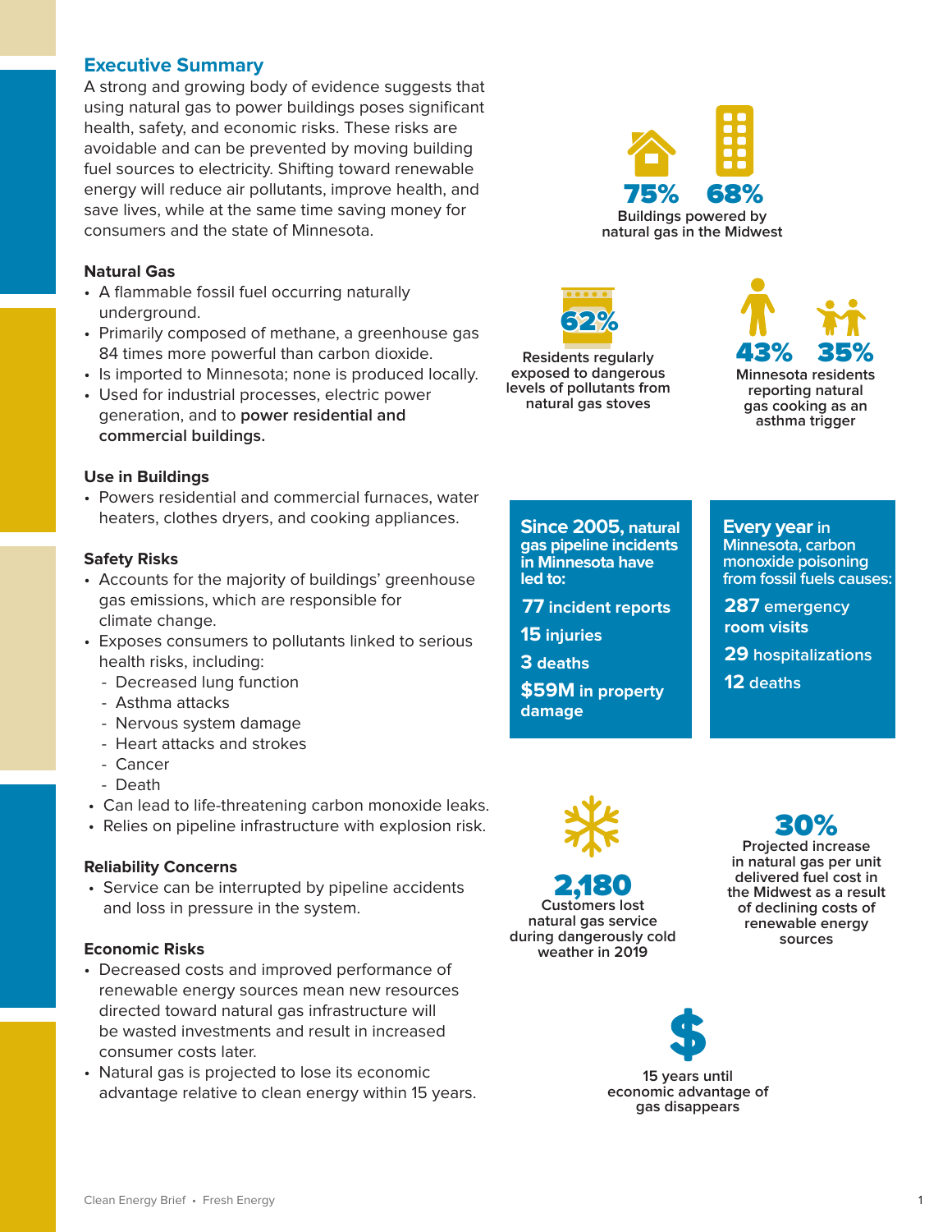## Executive Summary

A strong and growing body of evidence suggests that using natural gas to power buildings poses significant health, safety, and economic risks. These risks are avoidable and can be prevented by moving building fuel sources to electricity. Shifting toward renewable energy will reduce air pollutants, improve health, and save lives, while at the same time saving money for consumers and the state of Minnesota.

### Natural Gas

- A flammable fossil fuel occurring naturally underground.
- Primarily composed of methane, a greenhouse gas 84 times more powerful than carbon dioxide.
- Is imported to Minnesota; none is produced locally.
- Used for industrial processes, electric power generation, and to **power residential and commercial buildings.**

### Use in Buildings

- Powers residential and commercial furnaces, water heaters, clothes dryers, and cooking appliances.

### Safety Risks

- Accounts for the majority of buildings' greenhouse gas emissions, which are responsible for climate change.
- Exposes consumers to pollutants linked to serious health risks, including:
  - Decreased lung function
  - Asthma attacks
  - Nervous system damage
  - Heart attacks and strokes
  - Cancer
  - Death
- Can lead to life-threatening carbon monoxide leaks.
- Relies on pipeline infrastructure with explosion risk.

### Reliability Concerns

- Service can be interrupted by pipeline accidents and loss in pressure in the system.

### Economic Risks

- Decreased costs and improved performance of renewable energy sources mean new resources directed toward natural gas infrastructure will be wasted investments and result in increased consumer costs later.
- Natural gas is projected to lose its economic advantage relative to clean energy within 15 years.

**75%** **68%**
Buildings powered by natural gas in the Midwest

**62%**
Residents regularly exposed to dangerous levels of pollutants from natural gas stoves

**43%** **35%**
Minnesota residents reporting natural gas cooking as an asthma trigger

**Since 2005,** natural gas pipeline incidents in Minnesota have led to:

- **77** incident reports
- **15** injuries
- **3** deaths
- **$59M** in property damage

**Every year** in Minnesota, carbon monoxide poisoning from fossil fuels causes:

- **287** emergency room visits
- **29** hospitalizations
- **12** deaths

**2,180**
Customers lost natural gas service during dangerously cold weather in 2019

**30%**
Projected increase in natural gas per unit delivered fuel cost in the Midwest as a result of declining costs of renewable energy sources

**$**
15 years until economic advantage of gas disappears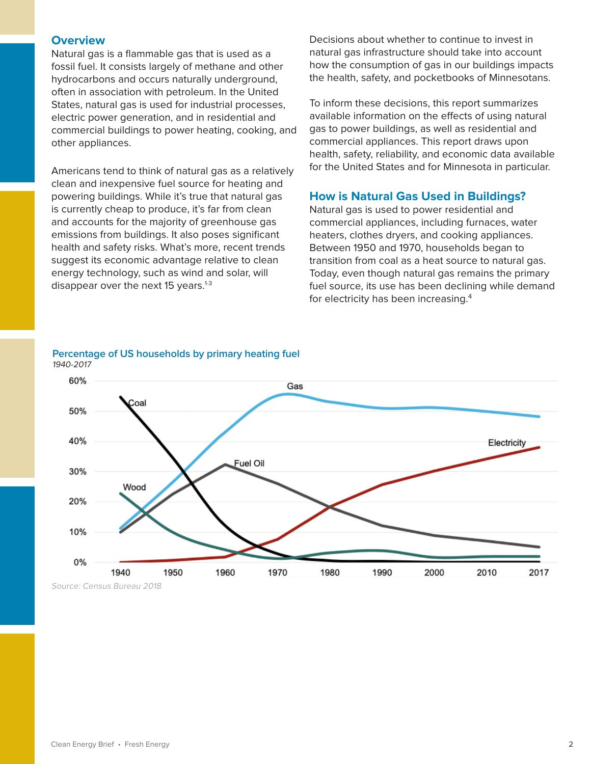## Overview

Natural gas is a flammable gas that is used as a fossil fuel. It consists largely of methane and other hydrocarbons and occurs naturally underground, often in association with petroleum. In the United States, natural gas is used for industrial processes, electric power generation, and in residential and commercial buildings to power heating, cooking, and other appliances.

Americans tend to think of natural gas as a relatively clean and inexpensive fuel source for heating and powering buildings. While it's true that natural gas is currently cheap to produce, it's far from clean and accounts for the majority of greenhouse gas emissions from buildings. It also poses significant health and safety risks. What's more, recent trends suggest its economic advantage relative to clean energy technology, such as wind and solar, will disappear over the next 15 years.[1-3]

Decisions about whether to continue to invest in natural gas infrastructure should take into account how the consumption of gas in our buildings impacts the health, safety, and pocketbooks of Minnesotans.

To inform these decisions, this report summarizes available information on the effects of using natural gas to power buildings, as well as residential and commercial appliances. This report draws upon health, safety, reliability, and economic data available for the United States and for Minnesota in particular.

## How is Natural Gas Used in Buildings?

Natural gas is used to power residential and commercial appliances, including furnaces, water heaters, clothes dryers, and cooking appliances. Between 1950 and 1970, households began to transition from coal as a heat source to natural gas. Today, even though natural gas remains the primary fuel source, its use has been declining while demand for electricity has been increasing.[4]

**Percentage of US households by primary heating fuel**

*1940-2017*

*Source: Census Bureau 2018*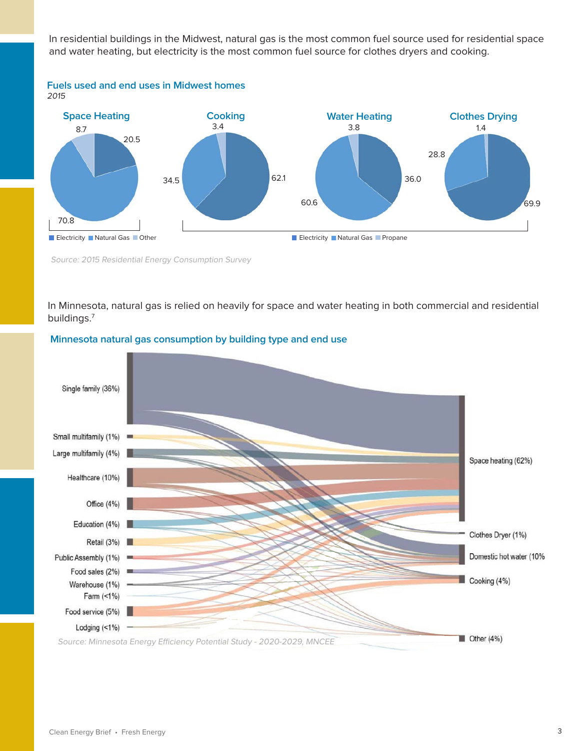In residential buildings in the Midwest, natural gas is the most common fuel source used for residential space and water heating, but electricity is the most common fuel source for clothes dryers and cooking.

### Fuels used and end uses in Midwest homes

*2015*

| End use | Electricity | Natural Gas | Other/Propane |
| --- | --- | --- | --- |
| Space Heating | 20.5 | 70.8 | 8.7 (Other) |
| Cooking | 62.1 | 34.5 | 3.4 (Propane) |
| Water Heating | 36.0 | 60.6 | 3.8 (Propane) |
| Clothes Drying | 69.9 | 28.8 | 1.4 (Propane) |

*Source: 2015 Residential Energy Consumption Survey*

In Minnesota, natural gas is relied on heavily for space and water heating in both commercial and residential buildings.[7]

### Minnesota natural gas consumption by building type and end use

Building types: Single family (36%), Small multifamily (1%), Large multifamily (4%), Healthcare (10%), Office (4%), Education (4%), Retail (3%), Public Assembly (1%), Food sales (2%), Warehouse (1%), Farm (<1%), Food service (5%), Lodging (<1%)

End uses: Space heating (62%), Clothes Dryer (1%), Domestic hot water (10%), Cooking (4%), Other (4%)

*Source: Minnesota Energy Efficiency Potential Study - 2020-2029, MNCEE*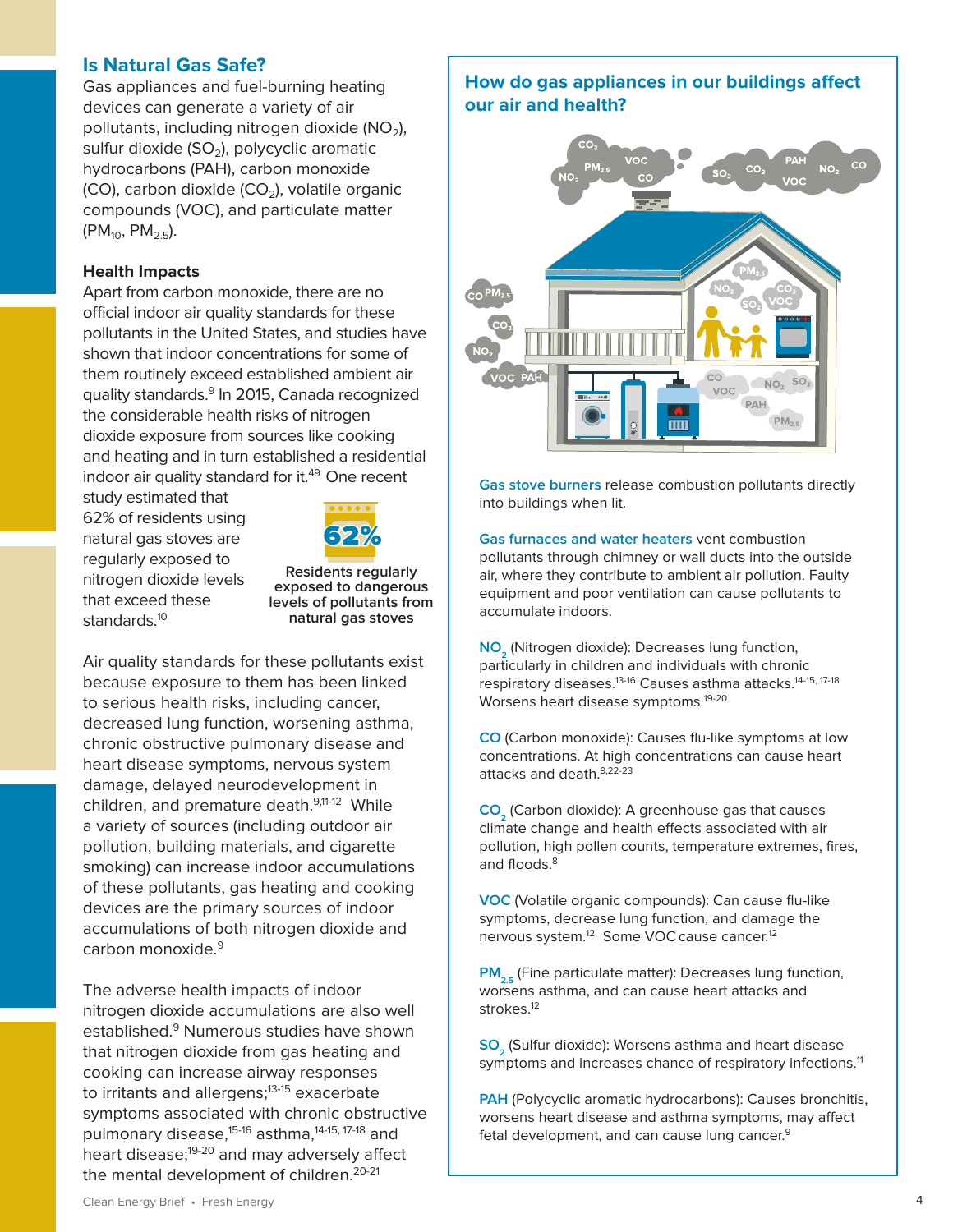## Is Natural Gas Safe?

Gas appliances and fuel-burning heating devices can generate a variety of air pollutants, including nitrogen dioxide ($NO_2$), sulfur dioxide ($SO_2$), polycyclic aromatic hydrocarbons (PAH), carbon monoxide (CO), carbon dioxide ($CO_2$), volatile organic compounds (VOC), and particulate matter ($PM_{10}$, $PM_{2.5}$).

### Health Impacts

Apart from carbon monoxide, there are no official indoor air quality standards for these pollutants in the United States, and studies have shown that indoor concentrations for some of them routinely exceed established ambient air quality standards.[9] In 2015, Canada recognized the considerable health risks of nitrogen dioxide exposure from sources like cooking and heating and in turn established a residential indoor air quality standard for it.[49] One recent study estimated that 62% of residents using natural gas stoves are regularly exposed to nitrogen dioxide levels that exceed these standards.[10]

**62%**

**Residents regularly exposed to dangerous levels of pollutants from natural gas stoves**

Air quality standards for these pollutants exist because exposure to them has been linked to serious health risks, including cancer, decreased lung function, worsening asthma, chronic obstructive pulmonary disease and heart disease symptoms, nervous system damage, delayed neurodevelopment in children, and premature death.[9,11-12] While a variety of sources (including outdoor air pollution, building materials, and cigarette smoking) can increase indoor accumulations of these pollutants, gas heating and cooking devices are the primary sources of indoor accumulations of both nitrogen dioxide and carbon monoxide.[9]

The adverse health impacts of indoor nitrogen dioxide accumulations are also well established.[9] Numerous studies have shown that nitrogen dioxide from gas heating and cooking can increase airway responses to irritants and allergens;[13-15] exacerbate symptoms associated with chronic obstructive pulmonary disease,[15-16] asthma,[14-15, 17-18] and heart disease;[19-20] and may adversely affect the mental development of children.[20-21]

## How do gas appliances in our buildings affect our air and health?

Gas stove burners release combustion pollutants directly into buildings when lit.

Gas furnaces and water heaters vent combustion pollutants through chimney or wall ducts into the outside air, where they contribute to ambient air pollution. Faulty equipment and poor ventilation can cause pollutants to accumulate indoors.

$NO_2$ (Nitrogen dioxide): Decreases lung function, particularly in children and individuals with chronic respiratory diseases.[13-16] Causes asthma attacks.[14-15, 17-18] Worsens heart disease symptoms.[19-20]

CO (Carbon monoxide): Causes flu-like symptoms at low concentrations. At high concentrations can cause heart attacks and death.[9,22-23]

$CO_2$ (Carbon dioxide): A greenhouse gas that causes climate change and health effects associated with air pollution, high pollen counts, temperature extremes, fires, and floods.[8]

VOC (Volatile organic compounds): Can cause flu-like symptoms, decrease lung function, and damage the nervous system.[12] Some VOC cause cancer.[12]

$PM_{2.5}$ (Fine particulate matter): Decreases lung function, worsens asthma, and can cause heart attacks and strokes.[12]

$SO_2$ (Sulfur dioxide): Worsens asthma and heart disease symptoms and increases chance of respiratory infections.[11]

PAH (Polycyclic aromatic hydrocarbons): Causes bronchitis, worsens heart disease and asthma symptoms, may affect fetal development, and can cause lung cancer.[9]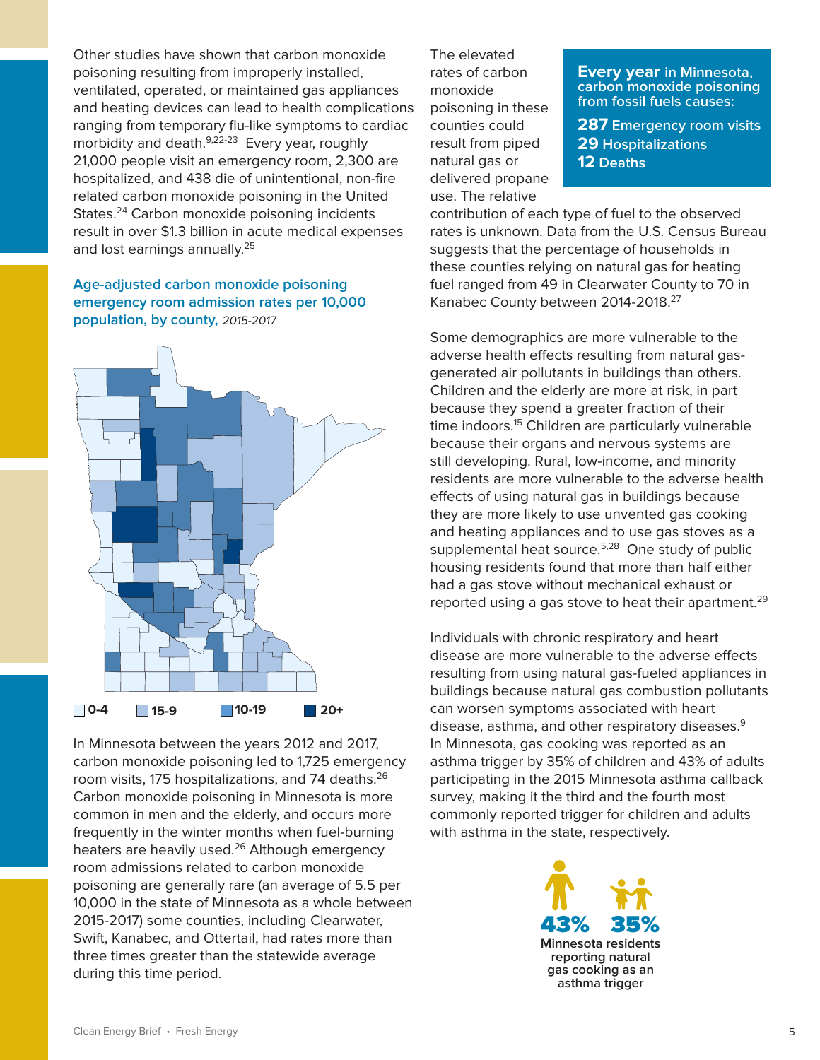Other studies have shown that carbon monoxide poisoning resulting from improperly installed, ventilated, operated, or maintained gas appliances and heating devices can lead to health complications ranging from temporary flu-like symptoms to cardiac morbidity and death.[9,22-23] Every year, roughly 21,000 people visit an emergency room, 2,300 are hospitalized, and 438 die of unintentional, non-fire related carbon monoxide poisoning in the United States.[24] Carbon monoxide poisoning incidents result in over $1.3 billion in acute medical expenses and lost earnings annually.[25]

**Age-adjusted carbon monoxide poisoning emergency room admission rates per 10,000 population, by county,** *2015-2017*

0-4 | 15-9 | 10-19 | 20+

In Minnesota between the years 2012 and 2017, carbon monoxide poisoning led to 1,725 emergency room visits, 175 hospitalizations, and 74 deaths.[26] Carbon monoxide poisoning in Minnesota is more common in men and the elderly, and occurs more frequently in the winter months when fuel-burning heaters are heavily used.[26] Although emergency room admissions related to carbon monoxide poisoning are generally rare (an average of 5.5 per 10,000 in the state of Minnesota as a whole between 2015-2017) some counties, including Clearwater, Swift, Kanabec, and Ottertail, had rates more than three times greater than the statewide average during this time period.

**Every year in Minnesota, carbon monoxide poisoning from fossil fuels causes:**

**287** Emergency room visits
**29** Hospitalizations
**12** Deaths

The elevated rates of carbon monoxide poisoning in these counties could result from piped natural gas or delivered propane use. The relative contribution of each type of fuel to the observed rates is unknown. Data from the U.S. Census Bureau suggests that the percentage of households in these counties relying on natural gas for heating fuel ranged from 49 in Clearwater County to 70 in Kanabec County between 2014-2018.[27]

Some demographics are more vulnerable to the adverse health effects resulting from natural gas-generated air pollutants in buildings than others. Children and the elderly are more at risk, in part because they spend a greater fraction of their time indoors.[15] Children are particularly vulnerable because their organs and nervous systems are still developing. Rural, low-income, and minority residents are more vulnerable to the adverse health effects of using natural gas in buildings because they are more likely to use unvented gas cooking and heating appliances and to use gas stoves as a supplemental heat source.[5,28] One study of public housing residents found that more than half either had a gas stove without mechanical exhaust or reported using a gas stove to heat their apartment.[29]

Individuals with chronic respiratory and heart disease are more vulnerable to the adverse effects resulting from using natural gas-fueled appliances in buildings because natural gas combustion pollutants can worsen symptoms associated with heart disease, asthma, and other respiratory diseases.[9] In Minnesota, gas cooking was reported as an asthma trigger by 35% of children and 43% of adults participating in the 2015 Minnesota asthma callback survey, making it the third and the fourth most commonly reported trigger for children and adults with asthma in the state, respectively.

**43%** **35%**
Minnesota residents reporting natural gas cooking as an asthma trigger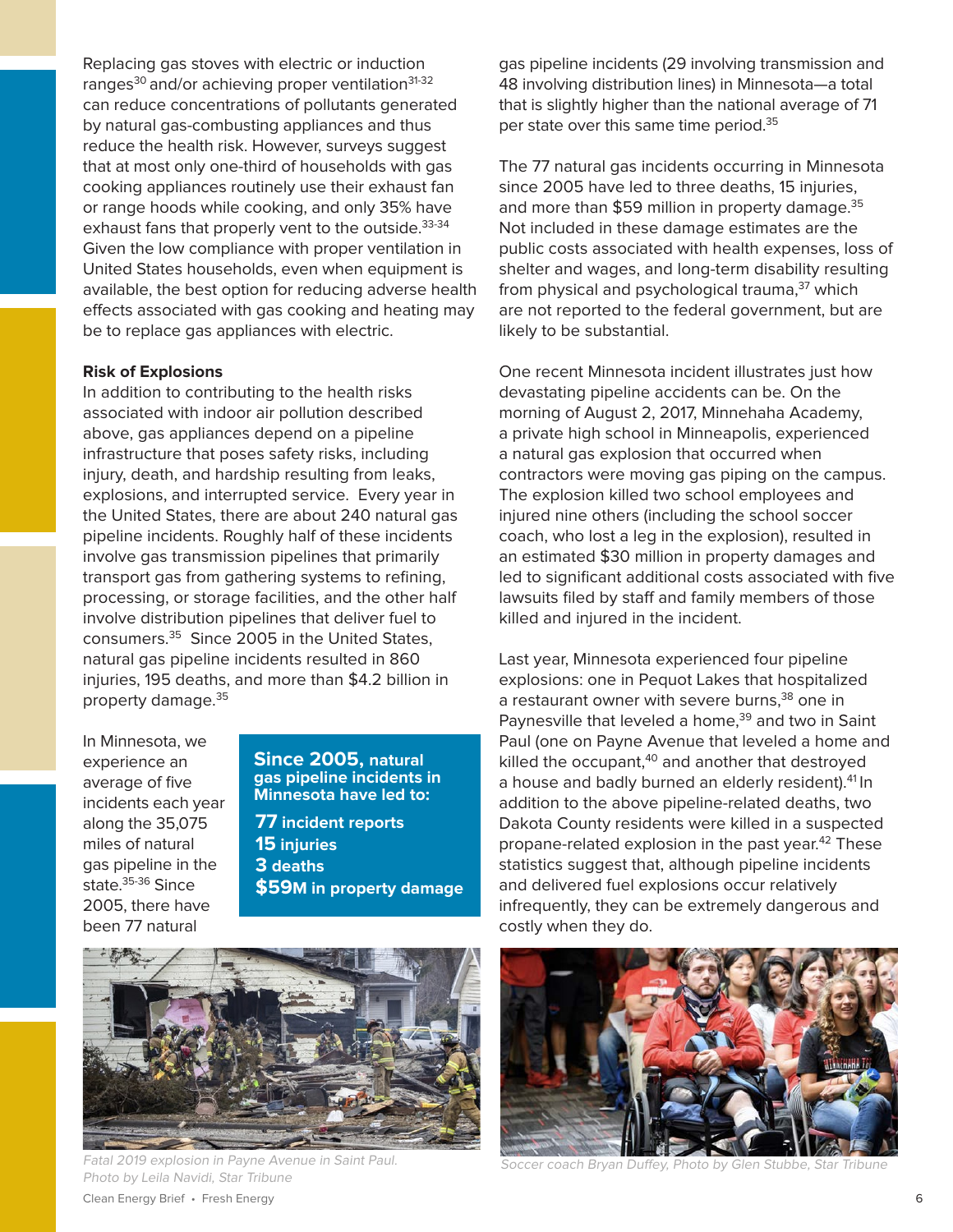Replacing gas stoves with electric or induction ranges[30] and/or achieving proper ventilation[31-32] can reduce concentrations of pollutants generated by natural gas-combusting appliances and thus reduce the health risk. However, surveys suggest that at most only one-third of households with gas cooking appliances routinely use their exhaust fan or range hoods while cooking, and only 35% have exhaust fans that properly vent to the outside.[33-34] Given the low compliance with proper ventilation in United States households, even when equipment is available, the best option for reducing adverse health effects associated with gas cooking and heating may be to replace gas appliances with electric.

**Risk of Explosions**

In addition to contributing to the health risks associated with indoor air pollution described above, gas appliances depend on a pipeline infrastructure that poses safety risks, including injury, death, and hardship resulting from leaks, explosions, and interrupted service. Every year in the United States, there are about 240 natural gas pipeline incidents. Roughly half of these incidents involve gas transmission pipelines that primarily transport gas from gathering systems to refining, processing, or storage facilities, and the other half involve distribution pipelines that deliver fuel to consumers.[35] Since 2005 in the United States, natural gas pipeline incidents resulted in 860 injuries, 195 deaths, and more than $4.2 billion in property damage.[35]

In Minnesota, we experience an average of five incidents each year along the 35,075 miles of natural gas pipeline in the state.[35-36] Since 2005, there have been 77 natural gas pipeline incidents (29 involving transmission and 48 involving distribution lines) in Minnesota—a total that is slightly higher than the national average of 71 per state over this same time period.[35]

**Since 2005, natural gas pipeline incidents in Minnesota have led to:**

**77 incident reports**
**15 injuries**
**3 deaths**
**$59M in property damage**

The 77 natural gas incidents occurring in Minnesota since 2005 have led to three deaths, 15 injuries, and more than $59 million in property damage.[35] Not included in these damage estimates are the public costs associated with health expenses, loss of shelter and wages, and long-term disability resulting from physical and psychological trauma,[37] which are not reported to the federal government, but are likely to be substantial.

One recent Minnesota incident illustrates just how devastating pipeline accidents can be. On the morning of August 2, 2017, Minnehaha Academy, a private high school in Minneapolis, experienced a natural gas explosion that occurred when contractors were moving gas piping on the campus. The explosion killed two school employees and injured nine others (including the school soccer coach, who lost a leg in the explosion), resulted in an estimated $30 million in property damages and led to significant additional costs associated with five lawsuits filed by staff and family members of those killed and injured in the incident.

Last year, Minnesota experienced four pipeline explosions: one in Pequot Lakes that hospitalized a restaurant owner with severe burns,[38] one in Paynesville that leveled a home,[39] and two in Saint Paul (one on Payne Avenue that leveled a home and killed the occupant,[40] and another that destroyed a house and badly burned an elderly resident).[41] In addition to the above pipeline-related deaths, two Dakota County residents were killed in a suspected propane-related explosion in the past year.[42] These statistics suggest that, although pipeline incidents and delivered fuel explosions occur relatively infrequently, they can be extremely dangerous and costly when they do.

*Fatal 2019 explosion in Payne Avenue in Saint Paul. Photo by Leila Navidi, Star Tribune*

*Soccer coach Bryan Duffey, Photo by Glen Stubbe, Star Tribune*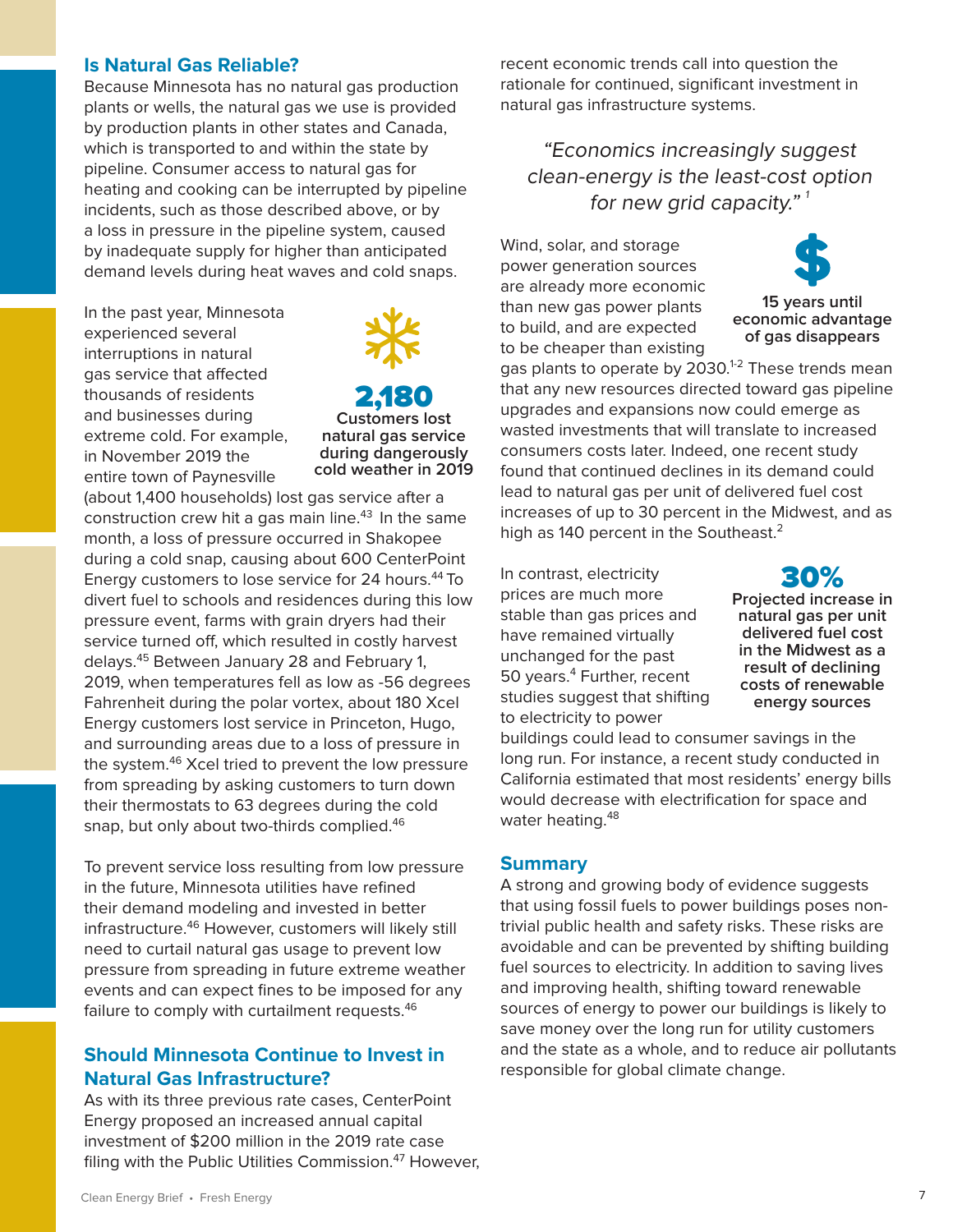## Is Natural Gas Reliable?

Because Minnesota has no natural gas production plants or wells, the natural gas we use is provided by production plants in other states and Canada, which is transported to and within the state by pipeline. Consumer access to natural gas for heating and cooking can be interrupted by pipeline incidents, such as those described above, or by a loss in pressure in the pipeline system, caused by inadequate supply for higher than anticipated demand levels during heat waves and cold snaps.

**2,180**
**Customers lost natural gas service during dangerously cold weather in 2019**

In the past year, Minnesota experienced several interruptions in natural gas service that affected thousands of residents and businesses during extreme cold. For example, in November 2019 the entire town of Paynesville (about 1,400 households) lost gas service after a construction crew hit a gas main line.[43] In the same month, a loss of pressure occurred in Shakopee during a cold snap, causing about 600 CenterPoint Energy customers to lose service for 24 hours.[44] To divert fuel to schools and residences during this low pressure event, farms with grain dryers had their service turned off, which resulted in costly harvest delays.[45] Between January 28 and February 1, 2019, when temperatures fell as low as -56 degrees Fahrenheit during the polar vortex, about 180 Xcel Energy customers lost service in Princeton, Hugo, and surrounding areas due to a loss of pressure in the system.[46] Xcel tried to prevent the low pressure from spreading by asking customers to turn down their thermostats to 63 degrees during the cold snap, but only about two-thirds complied.[46]

To prevent service loss resulting from low pressure in the future, Minnesota utilities have refined their demand modeling and invested in better infrastructure.[46] However, customers will likely still need to curtail natural gas usage to prevent low pressure from spreading in future extreme weather events and can expect fines to be imposed for any failure to comply with curtailment requests.[46]

## Should Minnesota Continue to Invest in Natural Gas Infrastructure?

As with its three previous rate cases, CenterPoint Energy proposed an increased annual capital investment of $200 million in the 2019 rate case filing with the Public Utilities Commission.[47] However, recent economic trends call into question the rationale for continued, significant investment in natural gas infrastructure systems.

*"Economics increasingly suggest clean-energy is the least-cost option for new grid capacity."* [1]

**$**
**15 years until economic advantage of gas disappears**

Wind, solar, and storage power generation sources are already more economic than new gas power plants to build, and are expected to be cheaper than existing gas plants to operate by 2030.[1-2] These trends mean that any new resources directed toward gas pipeline upgrades and expansions now could emerge as wasted investments that will translate to increased consumers costs later. Indeed, one recent study found that continued declines in its demand could lead to natural gas per unit of delivered fuel cost increases of up to 30 percent in the Midwest, and as high as 140 percent in the Southeast.[2]

**30%**
**Projected increase in natural gas per unit delivered fuel cost in the Midwest as a result of declining costs of renewable energy sources**

In contrast, electricity prices are much more stable than gas prices and have remained virtually unchanged for the past 50 years.[4] Further, recent studies suggest that shifting to electricity to power buildings could lead to consumer savings in the long run. For instance, a recent study conducted in California estimated that most residents' energy bills would decrease with electrification for space and water heating.[48]

## Summary

A strong and growing body of evidence suggests that using fossil fuels to power buildings poses non-trivial public health and safety risks. These risks are avoidable and can be prevented by shifting building fuel sources to electricity. In addition to saving lives and improving health, shifting toward renewable sources of energy to power our buildings is likely to save money over the long run for utility customers and the state as a whole, and to reduce air pollutants responsible for global climate change.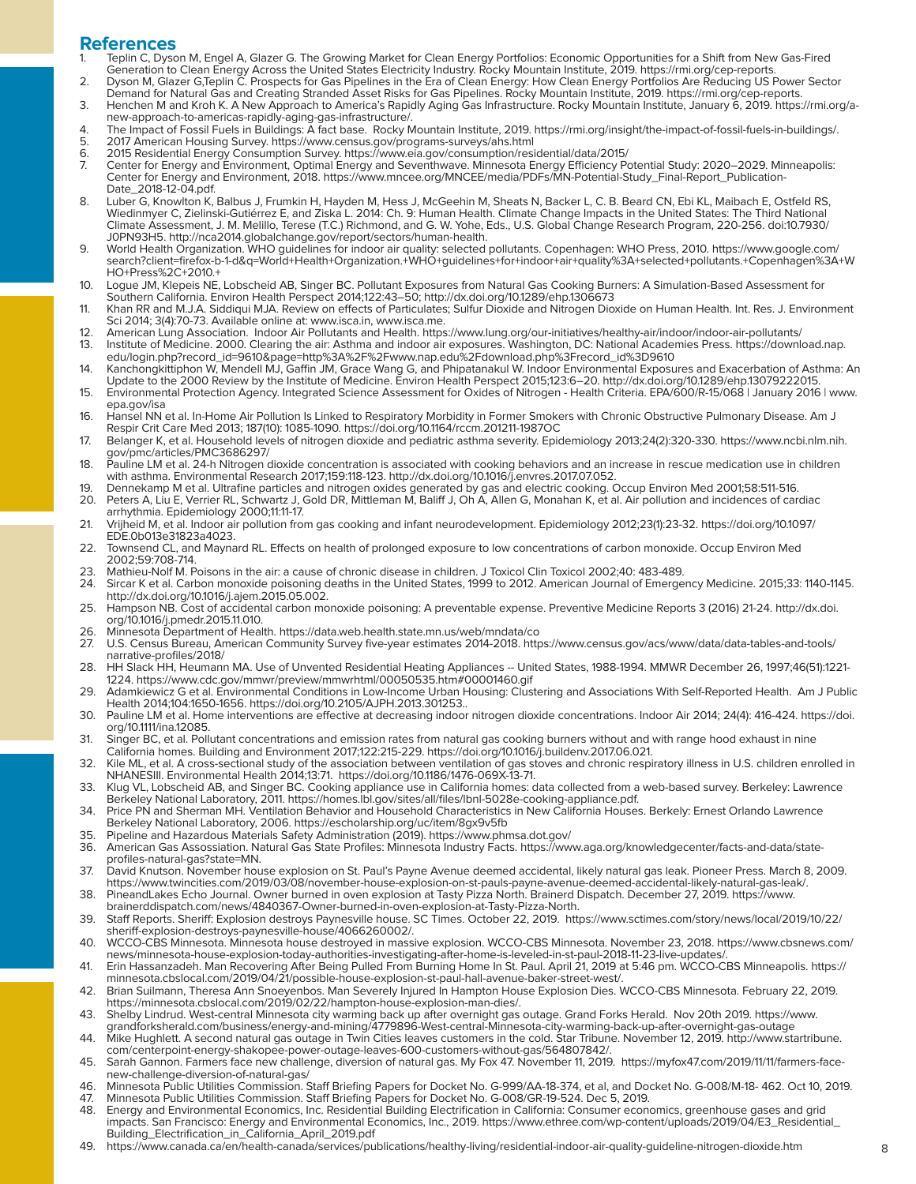## References

1. Teplin C, Dyson M, Engel A, Glazer G. The Growing Market for Clean Energy Portfolios: Economic Opportunities for a Shift from New Gas-Fired Generation to Clean Energy Across the United States Electricity Industry. Rocky Mountain Institute, 2019. https://rmi.org/cep-reports.
2. Dyson M, Glazer G,Teplin C. Prospects for Gas Pipelines in the Era of Clean Energy: How Clean Energy Portfolios Are Reducing US Power Sector Demand for Natural Gas and Creating Stranded Asset Risks for Gas Pipelines. Rocky Mountain Institute, 2019. https://rmi.org/cep-reports.
3. Henchen M and Kroh K. A New Approach to America's Rapidly Aging Gas Infrastructure. Rocky Mountain Institute, January 6, 2019. https://rmi.org/a-new-approach-to-americas-rapidly-aging-gas-infrastructure/.
4. The Impact of Fossil Fuels in Buildings: A fact base. Rocky Mountain Institute, 2019. https://rmi.org/insight/the-impact-of-fossil-fuels-in-buildings/.
5. 2017 American Housing Survey. https://www.census.gov/programs-surveys/ahs.html
6. 2015 Residential Energy Consumption Survey. https://www.eia.gov/consumption/residential/data/2015/
7. Center for Energy and Environment, Optimal Energy and Seventhwave. Minnesota Energy Efficiency Potential Study: 2020–2029. Minneapolis: Center for Energy and Environment, 2018. https://www.mncee.org/MNCEE/media/PDFs/MN-Potential-Study_Final-Report_Publication-Date_2018-12-04.pdf.
8. Luber G, Knowlton K, Balbus J, Frumkin H, Hayden M, Hess J, McGeehin M, Sheats N, Backer L, C. B. Beard CN, Ebi KL, Maibach E, Ostfeld RS, Wiedinmyer C, Zielinski-Gutiérrez E, and Ziska L. 2014: Ch. 9: Human Health. Climate Change Impacts in the United States: The Third National Climate Assessment, J. M. Melillo, Terese (T.C.) Richmond, and G. W. Yohe, Eds., U.S. Global Change Research Program, 220-256. doi:10.7930/J0PN93H5. http://nca2014.globalchange.gov/report/sectors/human-health.
9. World Health Organization. WHO guidelines for indoor air quality: selected pollutants. Copenhagen: WHO Press, 2010. https://www.google.com/search?client=firefox-b-1-d&q=World+Health+Organization.+WHO+guidelines+for+indoor+air+quality%3A+selected+pollutants.+Copenhagen%3A+WHO+Press%2C+2010.+
10. Logue JM, Klepeis NE, Lobscheid AB, Singer BC. Pollutant Exposures from Natural Gas Cooking Burners: A Simulation-Based Assessment for Southern California. Environ Health Perspect 2014;122:43–50; http://dx.doi.org/10.1289/ehp.1306673
11. Khan RR and M.J.A. Siddiqui MJA. Review on effects of Particulates; Sulfur Dioxide and Nitrogen Dioxide on Human Health. Int. Res. J. Environment Sci 2014; 3(4):70-73. Available online at: www.isca.in, www.isca.me.
12. American Lung Association. Indoor Air Pollutants and Health. https://www.lung.org/our-initiatives/healthy-air/indoor/indoor-air-pollutants/
13. Institute of Medicine. 2000. Clearing the air: Asthma and indoor air exposures. Washington, DC: National Academies Press. https://download.nap.edu/login.php?record_id=9610&page=http%3A%2F%2Fwww.nap.edu%2Fdownload.php%3Frecord_id%3D9610
14. Kanchongkittiphon W, Mendell MJ, Gaffin JM, Grace Wang G, and Phipatanakul W. Indoor Environmental Exposures and Exacerbation of Asthma: An Update to the 2000 Review by the Institute of Medicine. Environ Health Perspect 2015;123:6–20. http://dx.doi.org/10.1289/ehp.13079222015.
15. Environmental Protection Agency. Integrated Science Assessment for Oxides of Nitrogen - Health Criteria. EPA/600/R-15/068 | January 2016 | www.epa.gov/isa
16. Hansel NN et al. In-Home Air Pollution Is Linked to Respiratory Morbidity in Former Smokers with Chronic Obstructive Pulmonary Disease. Am J Respir Crit Care Med 2013; 187(10): 1085-1090. https://doi.org/10.1164/rccm.201211-1987OC
17. Belanger K, et al. Household levels of nitrogen dioxide and pediatric asthma severity. Epidemiology 2013;24(2):320-330. https://www.ncbi.nlm.nih.gov/pmc/articles/PMC3686297/
18. Pauline LM et al. 24-h Nitrogen dioxide concentration is associated with cooking behaviors and an increase in rescue medication use in children with asthma. Environmental Research 2017;159:118-123. http://dx.doi.org/10.1016/j.envres.2017.07.052.
19. Dennekamp M et al. Ultrafine particles and nitrogen oxides generated by gas and electric cooking. Occup Environ Med 2001;58:511-516.
20. Peters A, Liu E, Verrier RL, Schwartz J, Gold DR, Mittleman M, Baliff J, Oh A, Allen G, Monahan K, et al. Air pollution and incidences of cardiac arrhythmia. Epidemiology 2000;11:11-17.
21. Vrijheid M, et al. Indoor air pollution from gas cooking and infant neurodevelopment. Epidemiology 2012;23(1):23-32. https://doi.org/10.1097/EDE.0b013e31823a4023.
22. Townsend CL, and Maynard RL. Effects on health of prolonged exposure to low concentrations of carbon monoxide. Occup Environ Med 2002;59:708-714.
23. Mathieu-Nolf M. Poisons in the air: a cause of chronic disease in children. J Toxicol Clin Toxicol 2002;40: 483-489.
24. Sircar K et al. Carbon monoxide poisoning deaths in the United States, 1999 to 2012. American Journal of Emergency Medicine. 2015;33: 1140-1145. http://dx.doi.org/10.1016/j.ajem.2015.05.002.
25. Hampson NB. Cost of accidental carbon monoxide poisoning: A preventable expense. Preventive Medicine Reports 3 (2016) 21-24. http://dx.doi.org/10.1016/j.pmedr.2015.11.010.
26. Minnesota Department of Health. https://data.web.health.state.mn.us/web/mndata/co
27. U.S. Census Bureau, American Community Survey five-year estimates 2014-2018. https://www.census.gov/acs/www/data/data-tables-and-tools/narrative-profiles/2018/
28. HH Slack HH, Heumann MA. Use of Unvented Residential Heating Appliances -- United States, 1988-1994. MMWR December 26, 1997;46(51):1221-1224. https://www.cdc.gov/mmwr/preview/mmwrhtml/00050535.htm#00001460.gif
29. Adamkiewicz G et al. Environmental Conditions in Low-Income Urban Housing: Clustering and Associations With Self-Reported Health. Am J Public Health 2014;104:1650-1656. https://doi.org/10.2105/AJPH.2013.301253..
30. Pauline LM et al. Home interventions are effective at decreasing indoor nitrogen dioxide concentrations. Indoor Air 2014; 24(4): 416-424. https://doi.org/10.1111/ina.12085.
31. Singer BC, et al. Pollutant concentrations and emission rates from natural gas cooking burners without and with range hood exhaust in nine California homes. Building and Environment 2017;122:215-229. https://doi.org/10.1016/j.buildenv.2017.06.021.
32. Kile ML, et al. A cross-sectional study of the association between ventilation of gas stoves and chronic respiratory illness in U.S. children enrolled in NHANESIII. Environmental Health 2014;13:71. https://doi.org/10.1186/1476-069X-13-71.
33. Klug VL, Lobscheid AB, and Singer BC. Cooking appliance use in California homes: data collected from a web-based survey. Berkeley: Lawrence Berkeley National Laboratory, 2011. https://homes.lbl.gov/sites/all/files/lbnl-5028e-cooking-appliance.pdf.
34. Price PN and Sherman MH. Ventilation Behavior and Household Characteristics in New California Houses. Berkely: Ernest Orlando Lawrence Berkeley National Laboratory, 2006. https://escholarship.org/uc/item/8gx9v5fb
35. Pipeline and Hazardous Materials Safety Administration (2019). https://www.phmsa.dot.gov/
36. American Gas Assossiation. Natural Gas State Profiles: Minnesota Industry Facts. https://www.aga.org/knowledgecenter/facts-and-data/state-profiles-natural-gas?state=MN.
37. David Knutson. November house explosion on St. Paul's Payne Avenue deemed accidental, likely natural gas leak. Pioneer Press. March 8, 2009. https://www.twincities.com/2019/03/08/november-house-explosion-on-st-pauls-payne-avenue-deemed-accidental-likely-natural-gas-leak/.
38. PineandLakes Echo Journal. Owner burned in oven explosion at Tasty Pizza North. Brainerd Dispatch. December 27, 2019. https://www.brainerddispatch.com/news/4840367-Owner-burned-in-oven-explosion-at-Tasty-Pizza-North.
39. Staff Reports. Sheriff: Explosion destroys Paynesville house. SC Times. October 22, 2019. https://www.sctimes.com/story/news/local/2019/10/22/sheriff-explosion-destroys-paynesville-house/4066260002/.
40. WCCO-CBS Minnesota. Minnesota house destroyed in massive explosion. WCCO-CBS Minnesota. November 23, 2018. https://www.cbsnews.com/news/minnesota-house-explosion-today-authorities-investigating-after-home-is-leveled-in-st-paul-2018-11-23-live-updates/.
41. Erin Hassanzadeh. Man Recovering After Being Pulled From Burning Home In St. Paul. April 21, 2019 at 5:46 pm. WCCO-CBS Minneapolis. https://minnesota.cbslocal.com/2019/04/21/possible-house-explosion-st-paul-hall-avenue-baker-street-west/.
42. Brian Suilmann, Theresa Ann Snoeyenbos. Man Severely Injured In Hampton House Explosion Dies. WCCO-CBS Minnesota. February 22, 2019. https://minnesota.cbslocal.com/2019/02/22/hampton-house-explosion-man-dies/.
43. Shelby Lindrud. West-central Minnesota city warming back up after overnight gas outage. Grand Forks Herald. Nov 20th 2019. https://www.grandforksherald.com/business/energy-and-mining/4779896-West-central-Minnesota-city-warming-back-up-after-overnight-gas-outage
44. Mike Hughlett. A second natural gas outage in Twin Cities leaves customers in the cold. Star Tribune. November 12, 2019. http://www.startribune.com/centerpoint-energy-shakopee-power-outage-leaves-600-customers-without-gas/564807842/.
45. Sarah Gannon. Farmers face new challenge, diversion of natural gas. My Fox 47. November 11, 2019. https://myfox47.com/2019/11/11/farmers-face-new-challenge-diversion-of-natural-gas/
46. Minnesota Public Utilities Commission. Staff Briefing Papers for Docket No. G-999/AA-18-374, et al, and Docket No. G-008/M-18- 462. Oct 10, 2019.
47. Minnesota Public Utilities Commission. Staff Briefing Papers for Docket No. G-008/GR-19-524. Dec 5, 2019.
48. Energy and Environmental Economics, Inc. Residential Building Electrification in California: Consumer economics, greenhouse gases and grid impacts. San Francisco: Energy and Environmental Economics, Inc., 2019. https://www.ethree.com/wp-content/uploads/2019/04/E3_Residential_Building_Electrification_in_California_April_2019.pdf
49. https://www.canada.ca/en/health-canada/services/publications/healthy-living/residential-indoor-air-quality-guideline-nitrogen-dioxide.htm